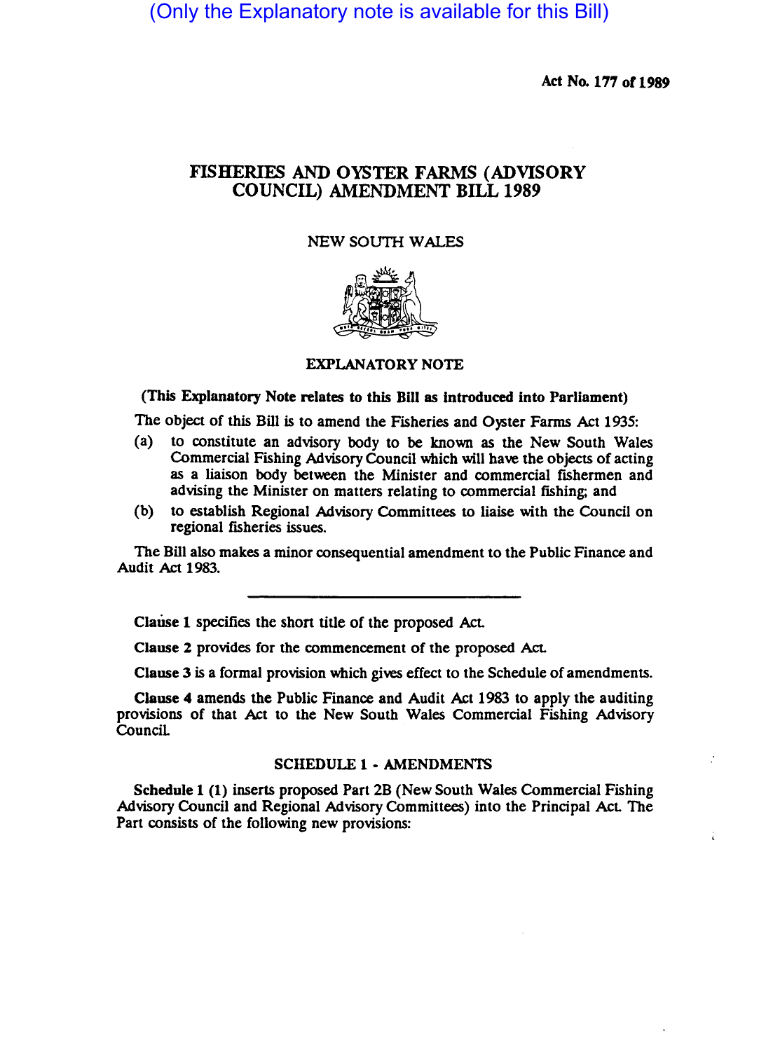(Only the Explanatory note is available for this Bill)

Act No. 177 of 1989

# FISHERIES AND OYSTER FARMS (ADVISORY COUNCIL) AMENDMENT BILL 1989

NEW SOUTH WALES

## EXPLANATORY NOTE

**(This Explanatory Note relates to this Bill as introduced into Parliament)**

The object of this Bill is to amend the Fisheries and Oyster Farms Act 1935:

(a) to constitute an advisory body to be known as the New South Wales Commercial Fishing Advisory Council which will have the objects of acting as a liaison body between the Minister and commercial fishermen and advising the Minister on matters relating to commercial fishing; and

(b) to establish Regional Advisory Committees to liaise with the Council on regional fisheries issues.

The Bill also makes a minor consequential amendment to the Public Finance and Audit Act 1983.

---

**Clause 1** specifies the short title of the proposed Act.

**Clause 2** provides for the commencement of the proposed Act.

**Clause 3** is a formal provision which gives effect to the Schedule of amendments.

**Clause 4** amends the Public Finance and Audit Act 1983 to apply the auditing provisions of that Act to the New South Wales Commercial Fishing Advisory Council.

### SCHEDULE 1 - AMENDMENTS

**Schedule 1 (1)** inserts proposed Part 2B (New South Wales Commercial Fishing Advisory Council and Regional Advisory Committees) into the Principal Act. The Part consists of the following new provisions: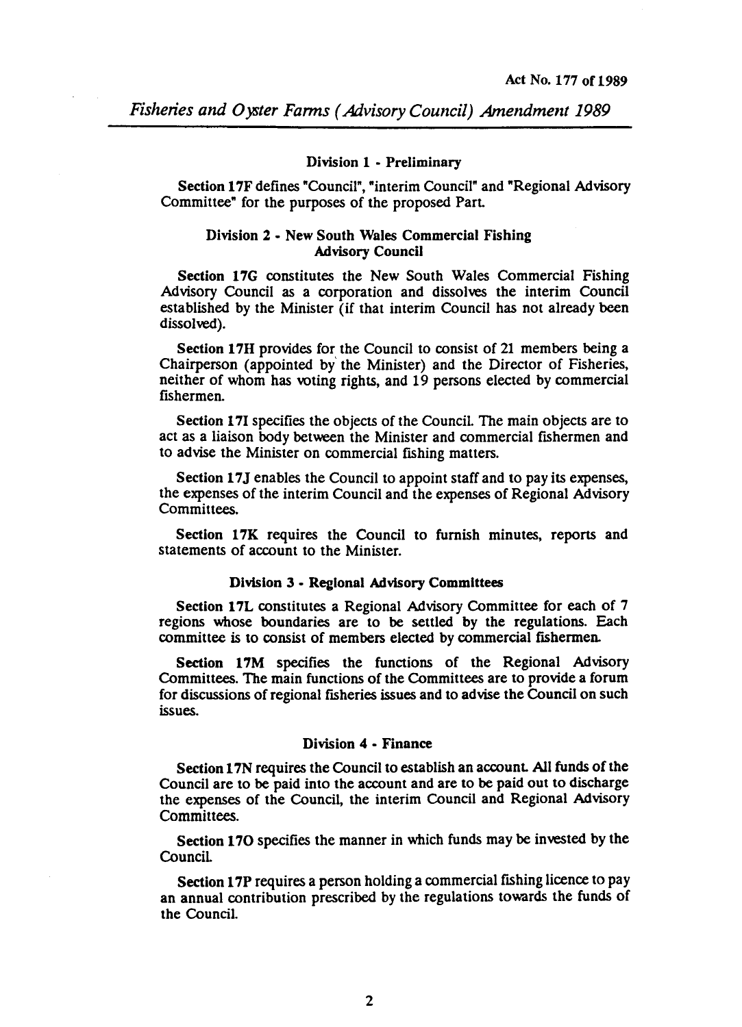### Division 1 - Preliminary

**Section 17F** defines "Council", "interim Council" and "Regional Advisory Committee" for the purposes of the proposed Part.

### Division 2 - New South Wales Commercial Fishing Advisory Council

**Section 17G** constitutes the New South Wales Commercial Fishing Advisory Council as a corporation and dissolves the interim Council established by the Minister (if that interim Council has not already been dissolved).

**Section 17H** provides for the Council to consist of 21 members being a Chairperson (appointed by the Minister) and the Director of Fisheries, neither of whom has voting rights, and 19 persons elected by commercial fishermen.

**Section 17I** specifies the objects of the Council. The main objects are to act as a liaison body between the Minister and commercial fishermen and to advise the Minister on commercial fishing matters.

**Section 17J** enables the Council to appoint staff and to pay its expenses, the expenses of the interim Council and the expenses of Regional Advisory Committees.

**Section 17K** requires the Council to furnish minutes, reports and statements of account to the Minister.

### Division 3 - Regional Advisory Committees

**Section 17L** constitutes a Regional Advisory Committee for each of 7 regions whose boundaries are to be settled by the regulations. Each committee is to consist of members elected by commercial fishermen.

**Section 17M** specifies the functions of the Regional Advisory Committees. The main functions of the Committees are to provide a forum for discussions of regional fisheries issues and to advise the Council on such issues.

### Division 4 - Finance

**Section 17N** requires the Council to establish an account. All funds of the Council are to be paid into the account and are to be paid out to discharge the expenses of the Council, the interim Council and Regional Advisory Committees.

**Section 17O** specifies the manner in which funds may be invested by the Council.

**Section 17P** requires a person holding a commercial fishing licence to pay an annual contribution prescribed by the regulations towards the funds of the Council.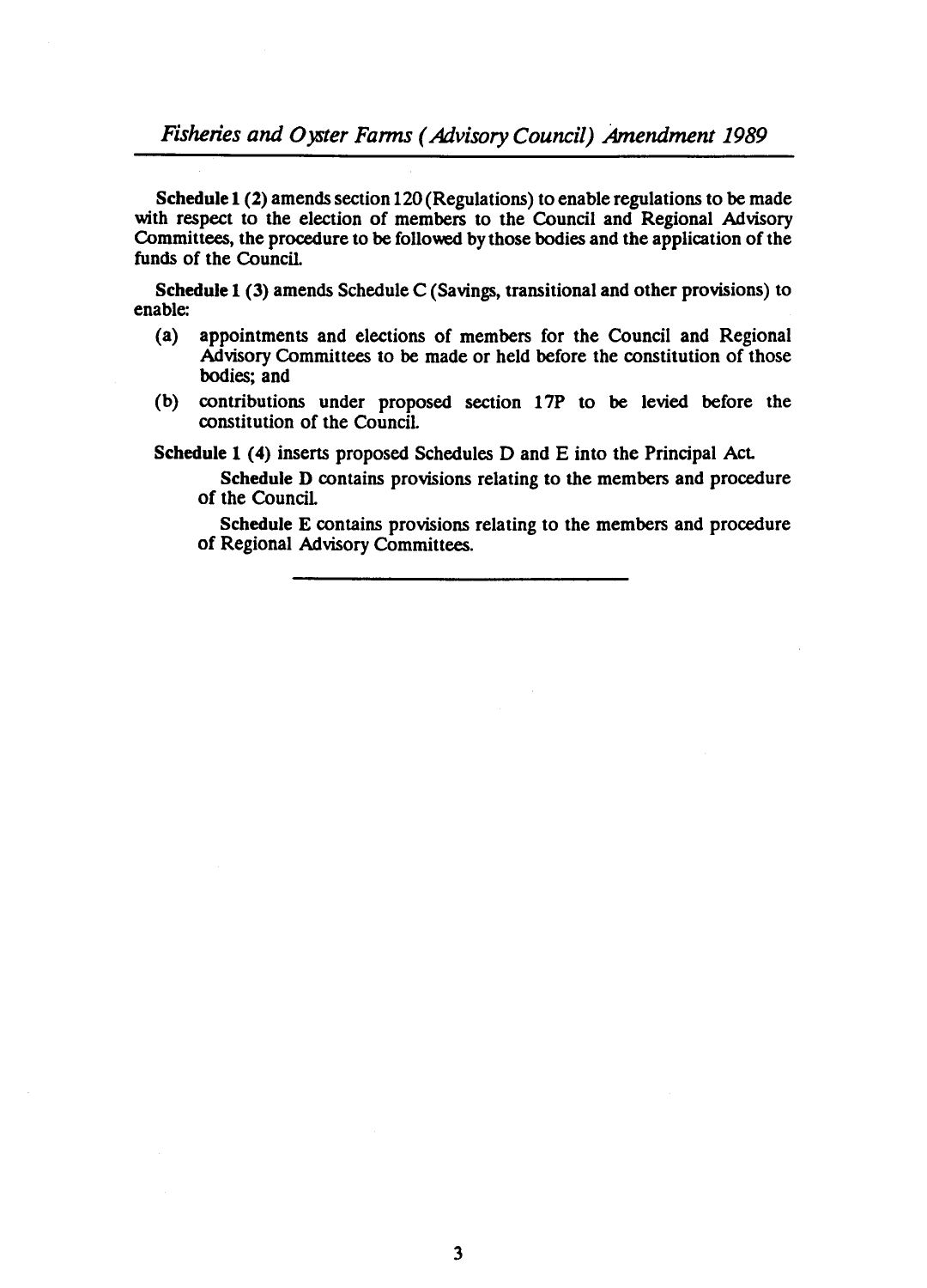**Schedule 1 (2)** amends section 120 (Regulations) to enable regulations to be made with respect to the election of members to the Council and Regional Advisory Committees, the procedure to be followed by those bodies and the application of the funds of the Council.

**Schedule 1 (3)** amends Schedule C (Savings, transitional and other provisions) to enable:

- (a) appointments and elections of members for the Council and Regional Advisory Committees to be made or held before the constitution of those bodies; and
- (b) contributions under proposed section 17P to be levied before the constitution of the Council.

**Schedule 1 (4)** inserts proposed Schedules D and E into the Principal Act.

**Schedule D** contains provisions relating to the members and procedure of the Council.

**Schedule E** contains provisions relating to the members and procedure of Regional Advisory Committees.